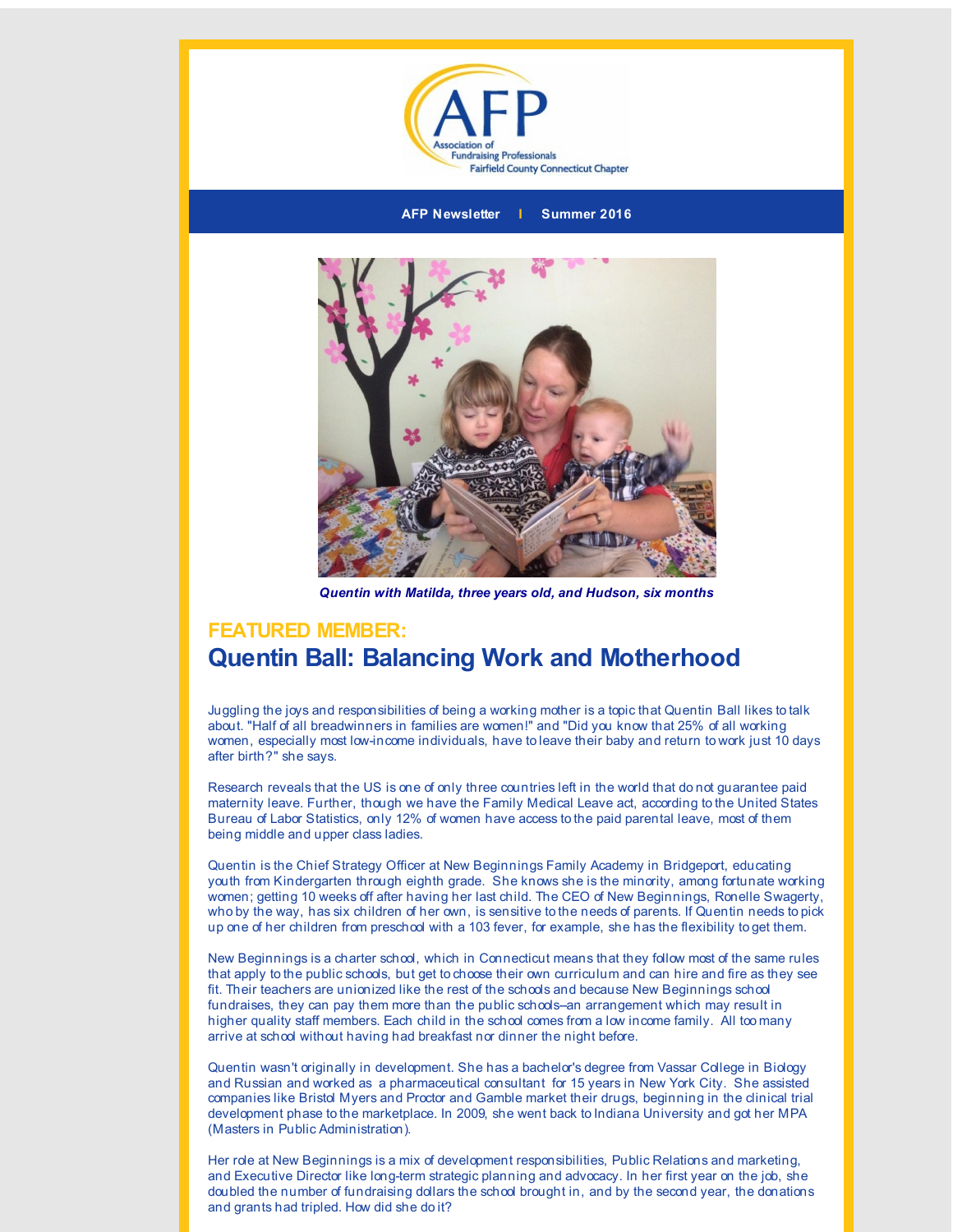AFP Association of Fundraising Professionals Fairfield County Connecticut Chapter

**AFP Newsletter | Summer 2016**

*Quentin with Matilda, three years old, and Hudson, six months*

## FEATURED MEMBER:

# Quentin Ball: Balancing Work and Motherhood

Juggling the joys and responsibilities of being a working mother is a topic that Quentin Ball likes to talk about. "Half of all breadwinners in families are women!" and "Did you know that 25% of all working women, especially most low-income individuals, have to leave their baby and return to work just 10 days after birth?" she says.

Research reveals that the US is one of only three countries left in the world that do not guarantee paid maternity leave. Further, though we have the Family Medical Leave act, according to the United States Bureau of Labor Statistics, only 12% of women have access to the paid parental leave, most of them being middle and upper class ladies.

Quentin is the Chief Strategy Officer at New Beginnings Family Academy in Bridgeport, educating youth from Kindergarten through eighth grade. She knows she is the minority, among fortunate working women; getting 10 weeks off after having her last child. The CEO of New Beginnings, Ronelle Swagerty, who by the way, has six children of her own, is sensitive to the needs of parents. If Quentin needs to pick up one of her children from preschool with a 103 fever, for example, she has the flexibility to get them.

New Beginnings is a charter school, which in Connecticut means that they follow most of the same rules that apply to the public schools, but get to choose their own curriculum and can hire and fire as they see fit. Their teachers are unionized like the rest of the schools and because New Beginnings school fundraises, they can pay them more than the public schools--an arrangement which may result in higher quality staff members. Each child in the school comes from a low income family. All too many arrive at school without having had breakfast nor dinner the night before.

Quentin wasn't originally in development. She has a bachelor's degree from Vassar College in Biology and Russian and worked as a pharmaceutical consultant for 15 years in New York City. She assisted companies like Bristol Myers and Proctor and Gamble market their drugs, beginning in the clinical trial development phase to the marketplace. In 2009, she went back to Indiana University and got her MPA (Masters in Public Administration).

Her role at New Beginnings is a mix of development responsibilities, Public Relations and marketing, and Executive Director like long-term strategic planning and advocacy. In her first year on the job, she doubled the number of fundraising dollars the school brought in, and by the second year, the donations and grants had tripled. How did she do it?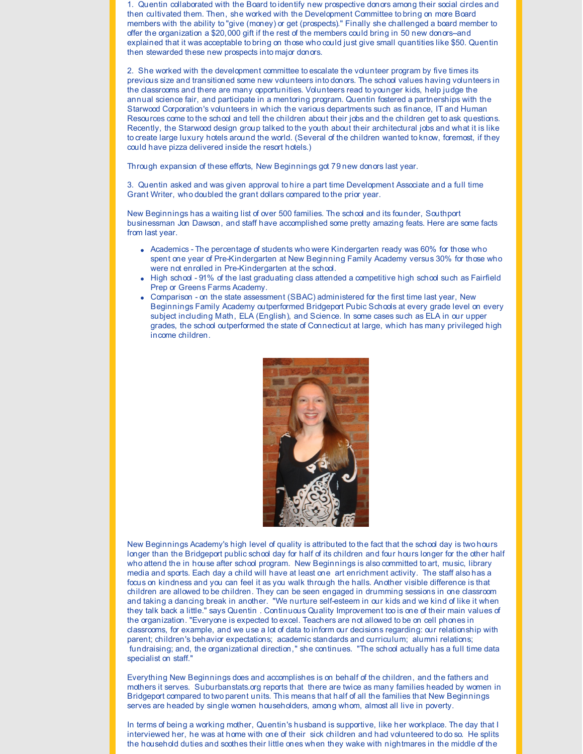1. Quentin collaborated with the Board to identify new prospective donors among their social circles and then cultivated them. Then, she worked with the Development Committee to bring on more Board members with the ability to "give (money) or get (prospects)." Finally she challenged a board member to offer the organization a $20,000 gift if the rest of the members could bring in 50 new donors--and explained that it was acceptable to bring on those who could just give small quantities like $50. Quentin then stewarded these new prospects into major donors.

2. She worked with the development committee to escalate the volunteer program by five times its previous size and transitioned some new volunteers into donors. The school values having volunteers in the classrooms and there are many opportunities. Volunteers read to younger kids, help judge the annual science fair, and participate in a mentoring program. Quentin fostered a partnerships with the Starwood Corporation's volunteers in which the various departments such as finance, IT and Human Resources come to the school and tell the children about their jobs and the children get to ask questions. Recently, the Starwood design group talked to the youth about their architectural jobs and what it is like to create large luxury hotels around the world. (Several of the children wanted to know, foremost, if they could have pizza delivered inside the resort hotels.)

Through expansion of these efforts, New Beginnings got 79 new donors last year.

3. Quentin asked and was given approval to hire a part time Development Associate and a full time Grant Writer, who doubled the grant dollars compared to the prior year.

New Beginnings has a waiting list of over 500 families. The school and its founder, Southport businessman Jon Dawson, and staff have accomplished some pretty amazing feats. Here are some facts from last year.

- Academics - The percentage of students who were Kindergarten ready was 60% for those who spent one year of Pre-Kindergarten at New Beginning Family Academy versus 30% for those who were not enrolled in Pre-Kindergarten at the school.
- High school - 91% of the last graduating class attended a competitive high school such as Fairfield Prep or Greens Farms Academy.
- Comparison - on the state assessment (SBAC) administered for the first time last year, New Beginnings Family Academy outperformed Bridgeport Pubic Schools at every grade level on every subject including Math, ELA (English), and Science. In some cases such as ELA in our upper grades, the school outperformed the state of Connecticut at large, which has many privileged high income children.

New Beginnings Academy's high level of quality is attributed to the fact that the school day is two hours longer than the Bridgeport public school day for half of its children and four hours longer for the other half who attend the in house after school program. New Beginnings is also committed to art, music, library media and sports. Each day a child will have at least one art enrichment activity. The staff also has a focus on kindness and you can feel it as you walk through the halls. Another visible difference is that children are allowed to be children. They can be seen engaged in drumming sessions in one classroom and taking a dancing break in another. "We nurture self-esteem in our kids and we kind of like it when they talk back a little." says Quentin . Continuous Quality Improvement too is one of their main values of the organization. "Everyone is expected to excel. Teachers are not allowed to be on cell phones in classrooms, for example, and we use a lot of data to inform our decisions regarding: our relationship with parent; children's behavior expectations; academic standards and curriculum; alumni relations; fundraising; and, the organizational direction," she continues. "The school actually has a full time data specialist on staff."

Everything New Beginnings does and accomplishes is on behalf of the children, and the fathers and mothers it serves. Suburbanstats.org reports that there are twice as many families headed by women in Bridgeport compared to two parent units. This means that half of all the families that New Beginnings serves are headed by single women householders, among whom, almost all live in poverty.

In terms of being a working mother, Quentin's husband is supportive, like her workplace. The day that I interviewed her, he was at home with one of their sick children and had volunteered to do so. He splits the household duties and soothes their little ones when they wake with nightmares in the middle of the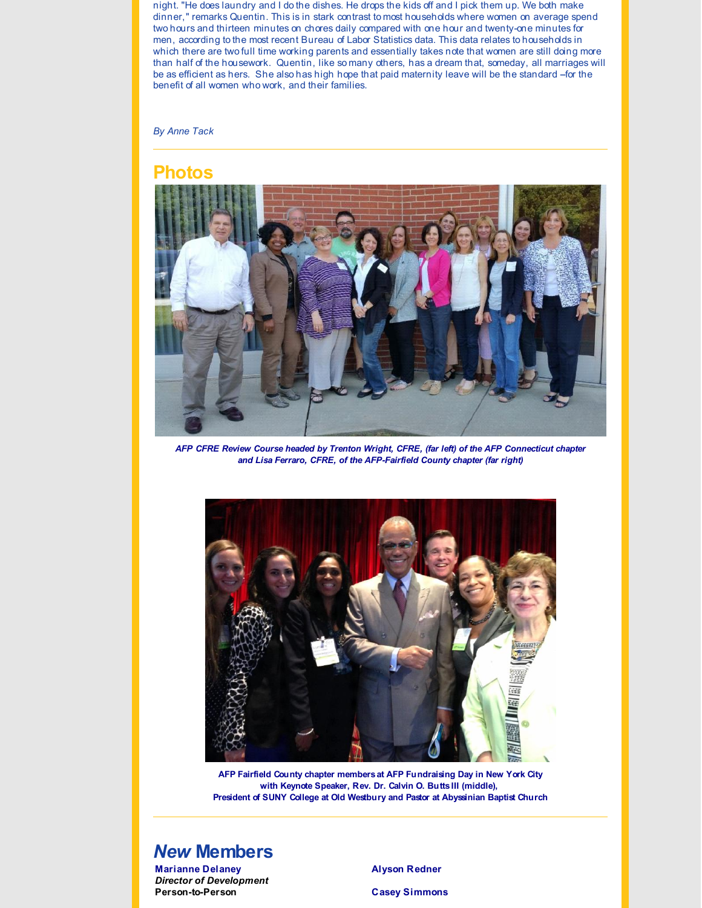night. "He does laundry and I do the dishes. He drops the kids off and I pick them up. We both make dinner," remarks Quentin. This is in stark contrast to most households where women on average spend two hours and thirteen minutes on chores daily compared with one hour and twenty-one minutes for men, according to the most recent Bureau of Labor Statistics data. This data relates to households in which there are two full time working parents and essentially takes note that women are still doing more than half of the housework. Quentin, like so many others, has a dream that, someday, all marriages will be as efficient as hers. She also has high hope that paid maternity leave will be the standard –for the benefit of all women who work, and their families.

*By Anne Tack*

---

## Photos

***AFP CFRE Review Course headed by Trenton Wright, CFRE, (far left) of the AFP Connecticut chapter and Lisa Ferraro, CFRE, of the AFP-Fairfield County chapter (far right)***

**AFP Fairfield County chapter members at AFP Fundraising Day in New York City with Keynote Speaker, Rev. Dr. Calvin O. Butts III (middle), President of SUNY College at Old Westbury and Pastor at Abyssinian Baptist Church**

---

## *New* Members

**Marianne Delaney**
***Director of Development***
**Person-to-Person**

**Alyson Redner**

**Casey Simmons**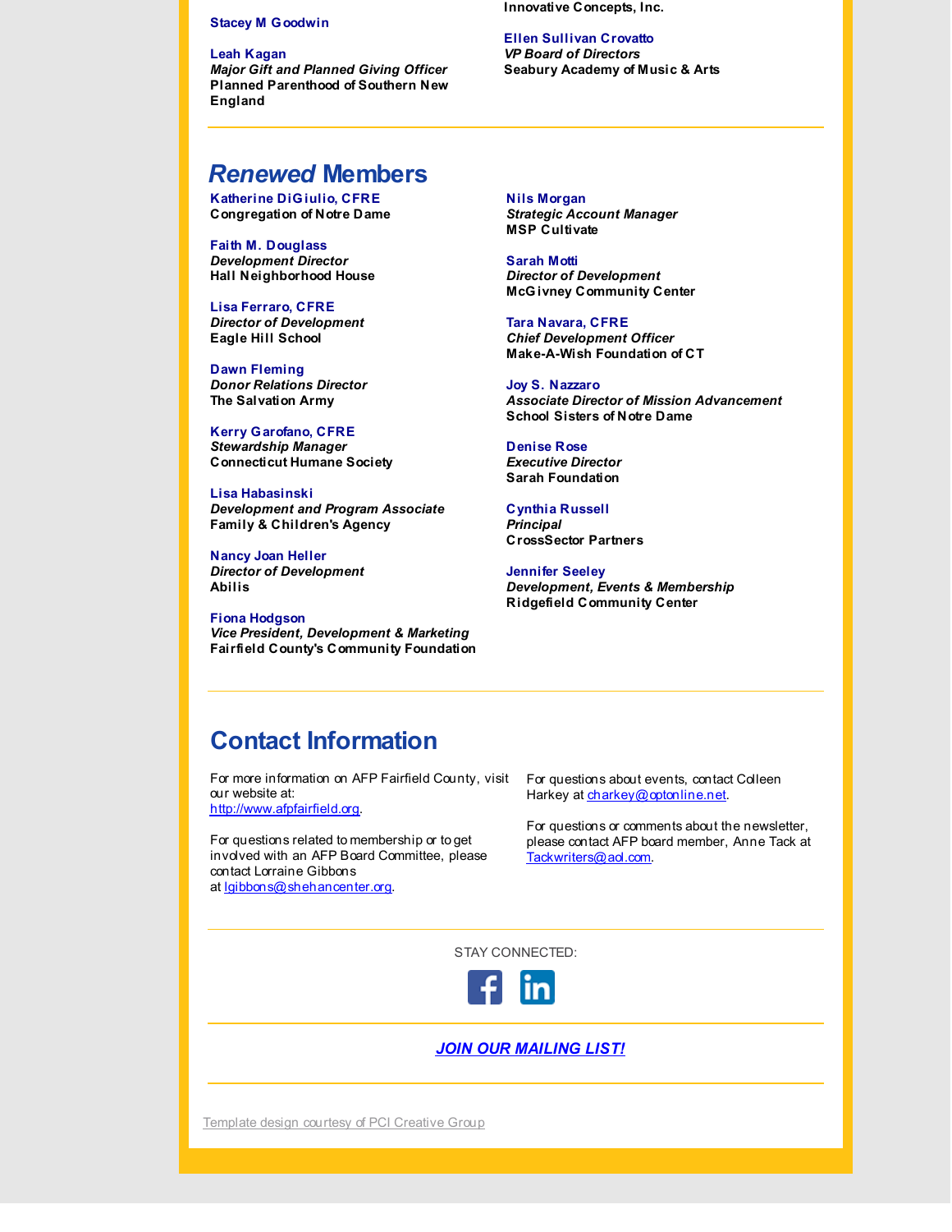**Stacey M Goodwin**

**Leah Kagan**
***Major Gift and Planned Giving Officer***
**Planned Parenthood of Southern New England**

**Innovative Concepts, Inc.**

**Ellen Sullivan Crovatto**
***VP Board of Directors***
**Seabury Academy of Music & Arts**

## *Renewed* Members

**Katherine DiGiulio, CFRE**
**Congregation of Notre Dame**

**Faith M. Douglass**
***Development Director***
**Hall Neighborhood House**

**Lisa Ferraro, CFRE**
***Director of Development***
**Eagle Hill School**

**Dawn Fleming**
***Donor Relations Director***
**The Salvation Army**

**Kerry Garofano, CFRE**
***Stewardship Manager***
**Connecticut Humane Society**

**Lisa Habasinski**
***Development and Program Associate***
**Family & Children's Agency**

**Nancy Joan Heller**
***Director of Development***
**Abilis**

**Fiona Hodgson**
***Vice President, Development & Marketing***
**Fairfield County's Community Foundation**

**Nils Morgan**
***Strategic Account Manager***
**MSP Cultivate**

**Sarah Motti**
***Director of Development***
**McGivney Community Center**

**Tara Navara, CFRE**
***Chief Development Officer***
**Make-A-Wish Foundation of CT**

**Joy S. Nazzaro**
***Associate Director of Mission Advancement***
**School Sisters of Notre Dame**

**Denise Rose**
***Executive Director***
**Sarah Foundation**

**Cynthia Russell**
***Principal***
**CrossSector Partners**

**Jennifer Seeley**
***Development, Events & Membership***
**Ridgefield Community Center**

## Contact Information

For more information on AFP Fairfield County, visit our website at: http://www.afpfairfield.org.

For questions related to membership or to get involved with an AFP Board Committee, please contact Lorraine Gibbons at lgibbons@shehancenter.org.

For questions about events, contact Colleen Harkey at charkey@optonline.net.

For questions or comments about the newsletter, please contact AFP board member, Anne Tack at Tackwriters@aol.com.

STAY CONNECTED:

***JOIN OUR MAILING LIST!***

Template design courtesy of PCI Creative Group